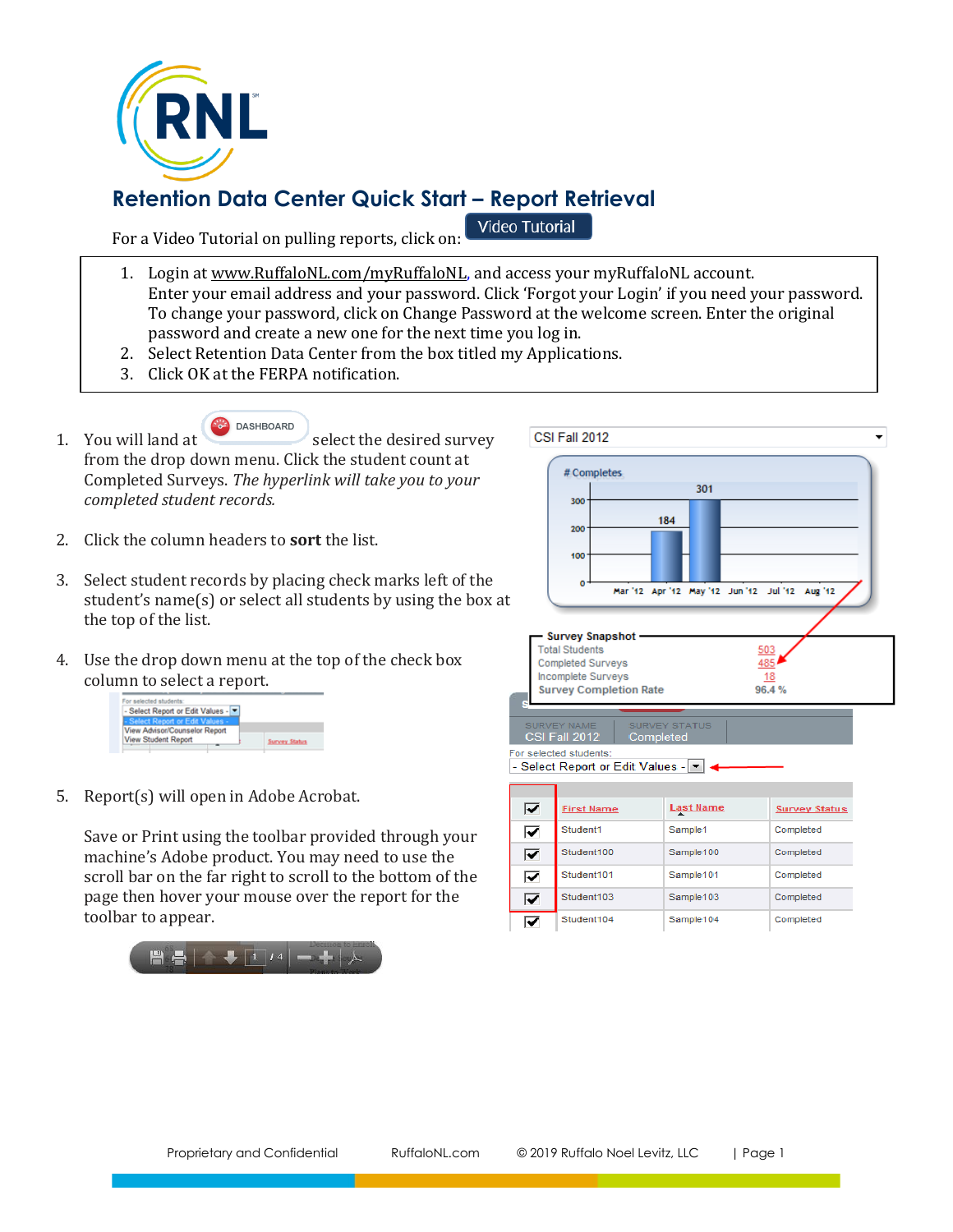# Retention Data Center Quick Start – Report Retrieval

For a Video Tutorial on pulling reports, click on: Video Tutorial

1. Login at www.RuffaloNL.com/myRuffaloNL, and access your myRuffaloNL account. Enter your email address and your password. Click 'Forgot your Login' if you need your password. To change your password, click on Change Password at the welcome screen. Enter the original password and create a new one for the next time you log in.
2. Select Retention Data Center from the box titled my Applications.
3. Click OK at the FERPA notification.

---

1. You will land at DASHBOARD select the desired survey from the drop down menu. Click the student count at Completed Surveys. *The hyperlink will take you to your completed student records.*

2. Click the column headers to **sort** the list.

3. Select student records by placing check marks left of the student's name(s) or select all students by using the box at the top of the list.

4. Use the drop down menu at the top of the check box column to select a report.

5. Report(s) will open in Adobe Acrobat.

   Save or Print using the toolbar provided through your machine's Adobe product. You may need to use the scroll bar on the far right to scroll to the bottom of the page then hover your mouse over the report for the toolbar to appear.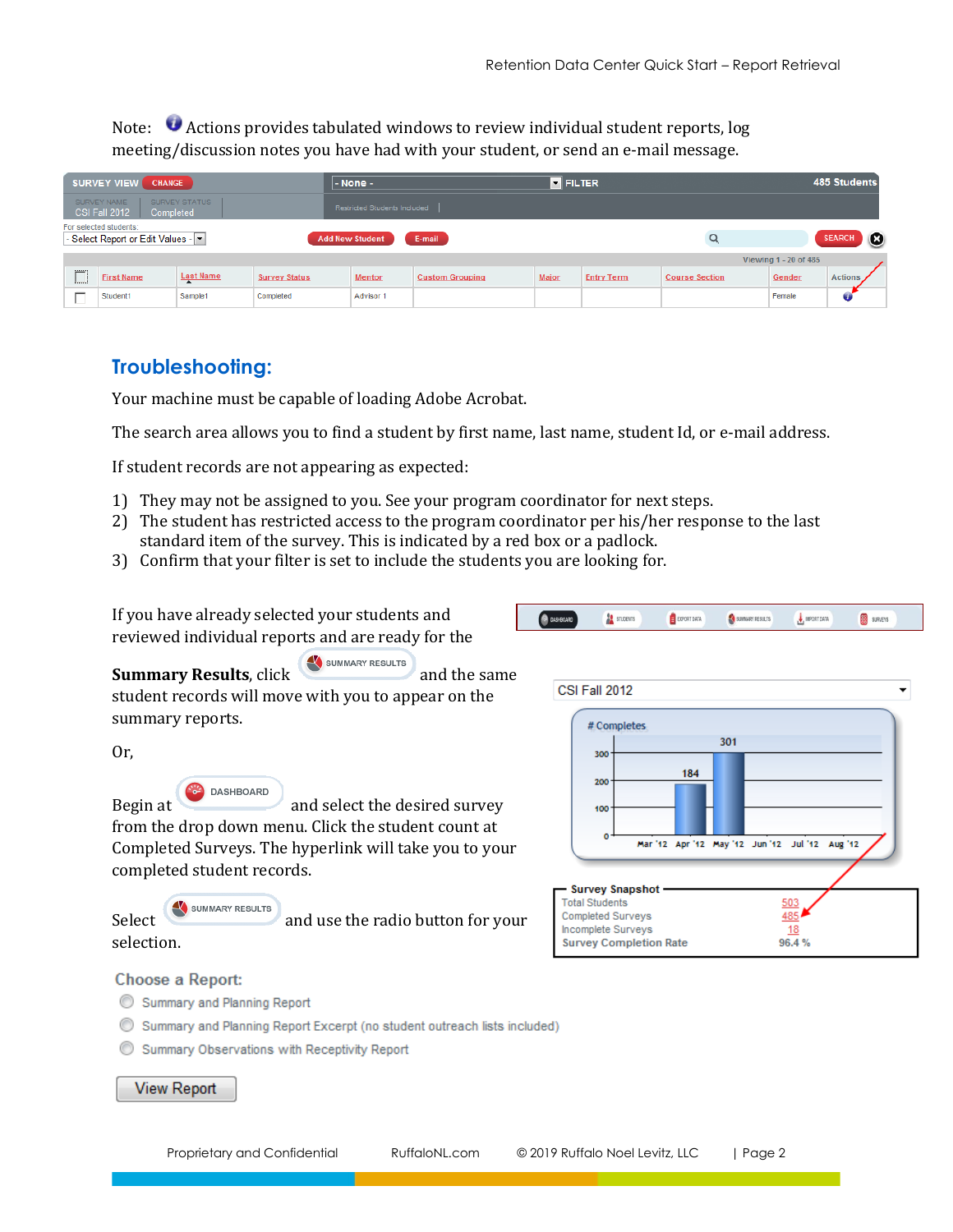Note: Actions provides tabulated windows to review individual student reports, log meeting/discussion notes you have had with your student, or send an e-mail message.

## Troubleshooting:

Your machine must be capable of loading Adobe Acrobat.

The search area allows you to find a student by first name, last name, student Id, or e-mail address.

If student records are not appearing as expected:

1) They may not be assigned to you. See your program coordinator for next steps.
2) The student has restricted access to the program coordinator per his/her response to the last standard item of the survey. This is indicated by a red box or a padlock.
3) Confirm that your filter is set to include the students you are looking for.

If you have already selected your students and reviewed individual reports and are ready for the **Summary Results**, click SUMMARY RESULTS and the same student records will move with you to appear on the summary reports.

Or,

Begin at DASHBOARD and select the desired survey from the drop down menu. Click the student count at Completed Surveys. The hyperlink will take you to your completed student records.

Select SUMMARY RESULTS and use the radio button for your selection.

Choose a Report:

- Summary and Planning Report
- Summary and Planning Report Excerpt (no student outreach lists included)
- Summary Observations with Receptivity Report

View Report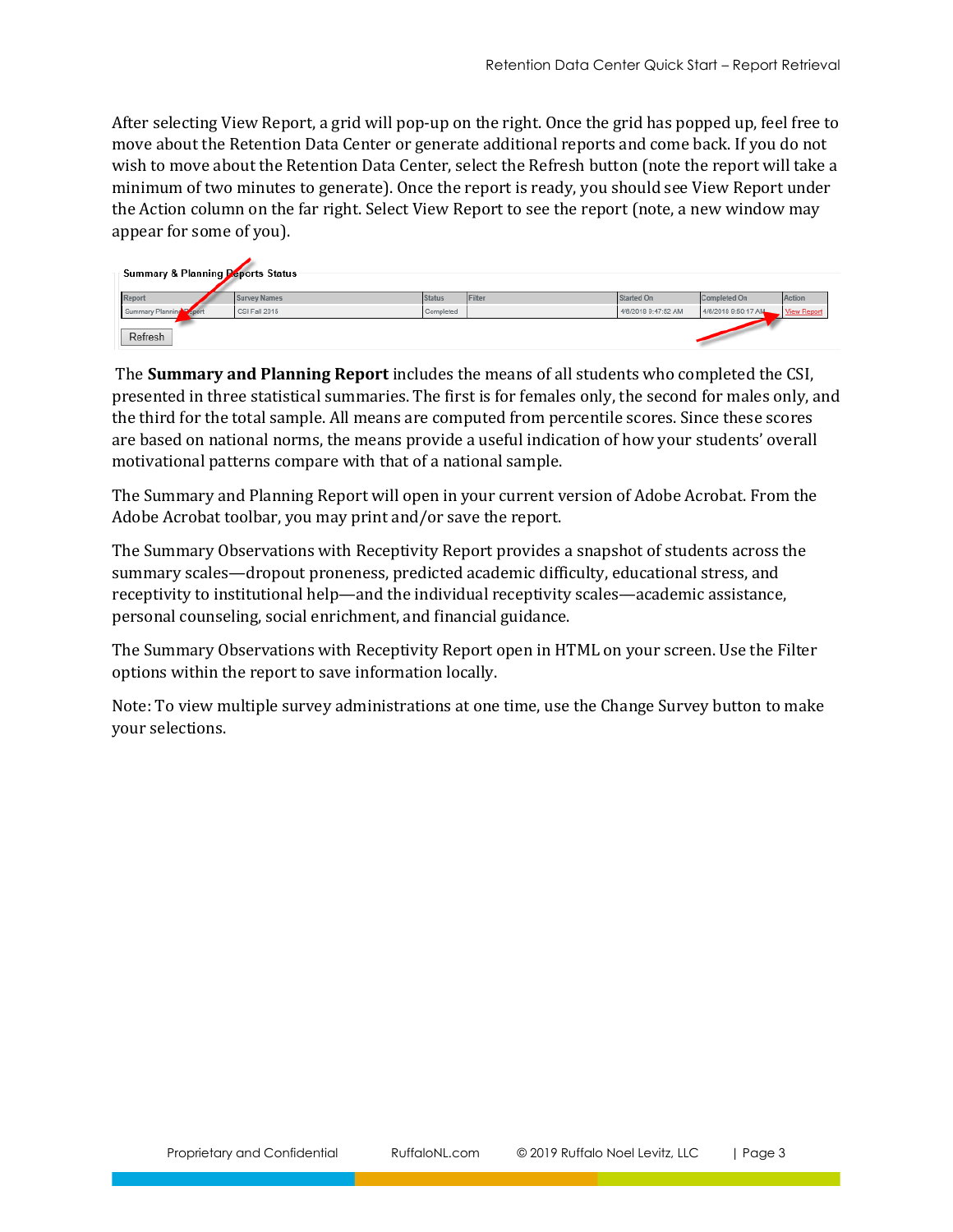After selecting View Report, a grid will pop-up on the right. Once the grid has popped up, feel free to move about the Retention Data Center or generate additional reports and come back. If you do not wish to move about the Retention Data Center, select the Refresh button (note the report will take a minimum of two minutes to generate). Once the report is ready, you should see View Report under the Action column on the far right. Select View Report to see the report (note, a new window may appear for some of you).

Summary & Planning Reports Status

| Report | Survey Names | Status | Filter | Started On | Completed On | Action |
|---|---|---|---|---|---|---|
| Summary Planning Report | CSI Fall 2016 | Completed | | 4/6/2018 9:47:52 AM | 4/6/2018 9:50:17 AM | View Report |

Refresh

The **Summary and Planning Report** includes the means of all students who completed the CSI, presented in three statistical summaries. The first is for females only, the second for males only, and the third for the total sample. All means are computed from percentile scores. Since these scores are based on national norms, the means provide a useful indication of how your students' overall motivational patterns compare with that of a national sample.

The Summary and Planning Report will open in your current version of Adobe Acrobat. From the Adobe Acrobat toolbar, you may print and/or save the report.

The Summary Observations with Receptivity Report provides a snapshot of students across the summary scales—dropout proneness, predicted academic difficulty, educational stress, and receptivity to institutional help—and the individual receptivity scales—academic assistance, personal counseling, social enrichment, and financial guidance.

The Summary Observations with Receptivity Report open in HTML on your screen. Use the Filter options within the report to save information locally.

Note: To view multiple survey administrations at one time, use the Change Survey button to make your selections.